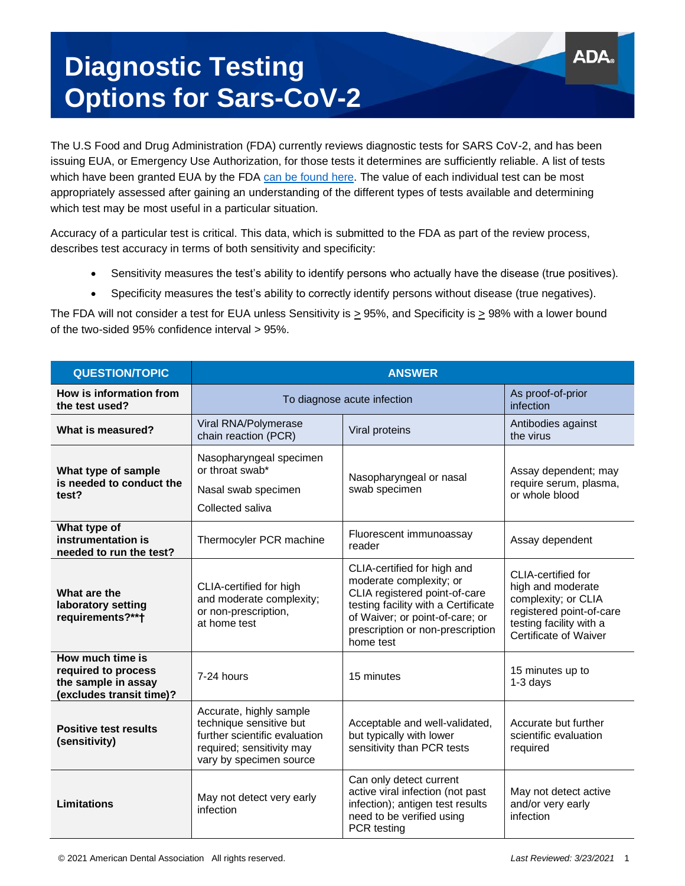# Diagnostic Testing Options for Sars-CoV-2

The U.S Food and Drug Administration (FDA) currently reviews diagnostic tests for SARS CoV-2, and has been issuing EUA, or Emergency Use Authorization, for those tests it determines are sufficiently reliable. A list of tests which have been granted EUA by the FDA can be found here. The value of each individual test can be most appropriately assessed after gaining an understanding of the different types of tests available and determining which test may be most useful in a particular situation.

Accuracy of a particular test is critical. This data, which is submitted to the FDA as part of the review process, describes test accuracy in terms of both sensitivity and specificity:

- Sensitivity measures the test's ability to identify persons who actually have the disease (true positives).
- Specificity measures the test's ability to correctly identify persons without disease (true negatives).

The FDA will not consider a test for EUA unless Sensitivity is ≥ 95%, and Specificity is ≥ 98% with a lower bound of the two-sided 95% confidence interval > 95%.

| QUESTION/TOPIC | ANSWER | | |
|---|---|---|---|
| **How is information from the test used?** | To diagnose acute infection | | As proof-of-prior infection |
| **What is measured?** | Viral RNA/Polymerase chain reaction (PCR) | Viral proteins | Antibodies against the virus |
| **What type of sample is needed to conduct the test?** | Nasopharyngeal specimen or throat swab*<br>Nasal swab specimen<br>Collected saliva | Nasopharyngeal or nasal swab specimen | Assay dependent; may require serum, plasma, or whole blood |
| **What type of instrumentation is needed to run the test?** | Thermocyler PCR machine | Fluorescent immunoassay reader | Assay dependent |
| **What are the laboratory setting requirements?\*\*†** | CLIA-certified for high and moderate complexity; or non-prescription, at home test | CLIA-certified for high and moderate complexity; or CLIA registered point-of-care testing facility with a Certificate of Waiver; or point-of-care; or prescription or non-prescription home test | CLIA-certified for high and moderate complexity; or CLIA registered point-of-care testing facility with a Certificate of Waiver |
| **How much time is required to process the sample in assay (excludes transit time)?** | 7-24 hours | 15 minutes | 15 minutes up to 1-3 days |
| **Positive test results (sensitivity)** | Accurate, highly sample technique sensitive but further scientific evaluation required; sensitivity may vary by specimen source | Acceptable and well-validated, but typically with lower sensitivity than PCR tests | Accurate but further scientific evaluation required |
| **Limitations** | May not detect very early infection | Can only detect current active viral infection (not past infection); antigen test results need to be verified using PCR testing | May not detect active and/or very early infection |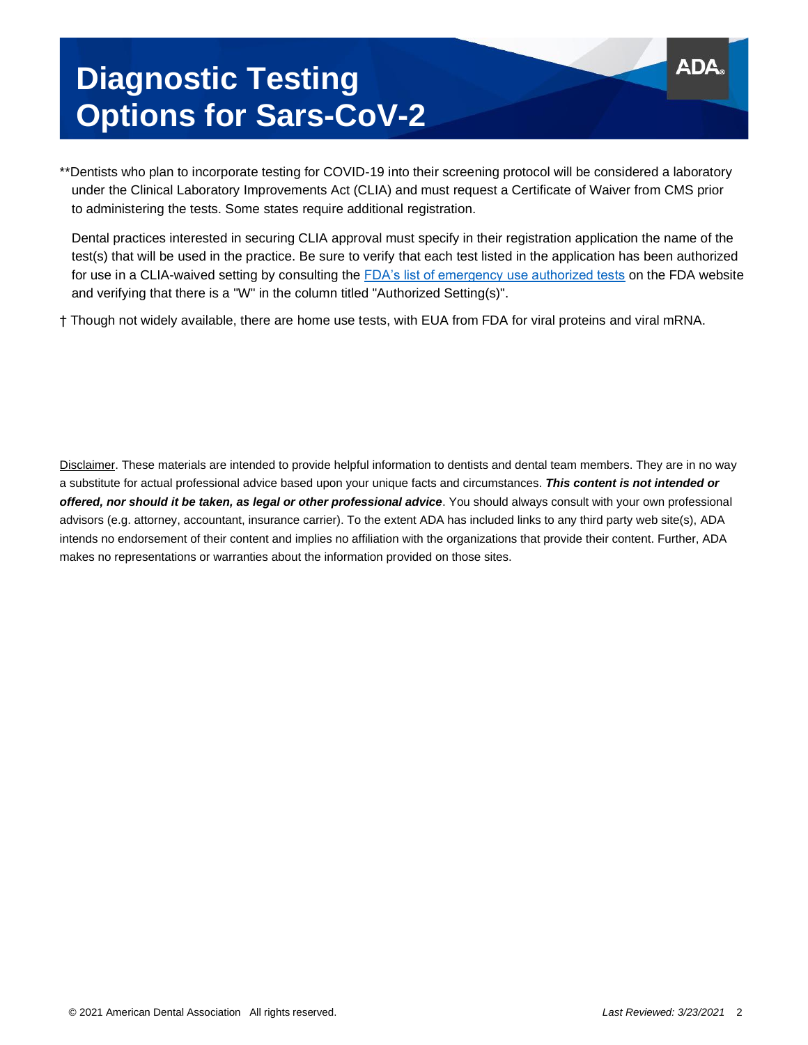# Diagnostic Testing Options for Sars-CoV-2

**Dentists who plan to incorporate testing for COVID-19 into their screening protocol will be considered a laboratory under the Clinical Laboratory Improvements Act (CLIA) and must request a Certificate of Waiver from CMS prior to administering the tests. Some states require additional registration.

Dental practices interested in securing CLIA approval must specify in their registration application the name of the test(s) that will be used in the practice. Be sure to verify that each test listed in the application has been authorized for use in a CLIA-waived setting by consulting the [FDA's list of emergency use authorized tests]() on the FDA website and verifying that there is a "W" in the column titled "Authorized Setting(s)".

† Though not widely available, there are home use tests, with EUA from FDA for viral proteins and viral mRNA.

Disclaimer. These materials are intended to provide helpful information to dentists and dental team members. They are in no way a substitute for actual professional advice based upon your unique facts and circumstances. ***This content is not intended or offered, nor should it be taken, as legal or other professional advice***. You should always consult with your own professional advisors (e.g. attorney, accountant, insurance carrier). To the extent ADA has included links to any third party web site(s), ADA intends no endorsement of their content and implies no affiliation with the organizations that provide their content. Further, ADA makes no representations or warranties about the information provided on those sites.

© 2021 American Dental Association All rights reserved. *Last Reviewed: 3/23/2021*